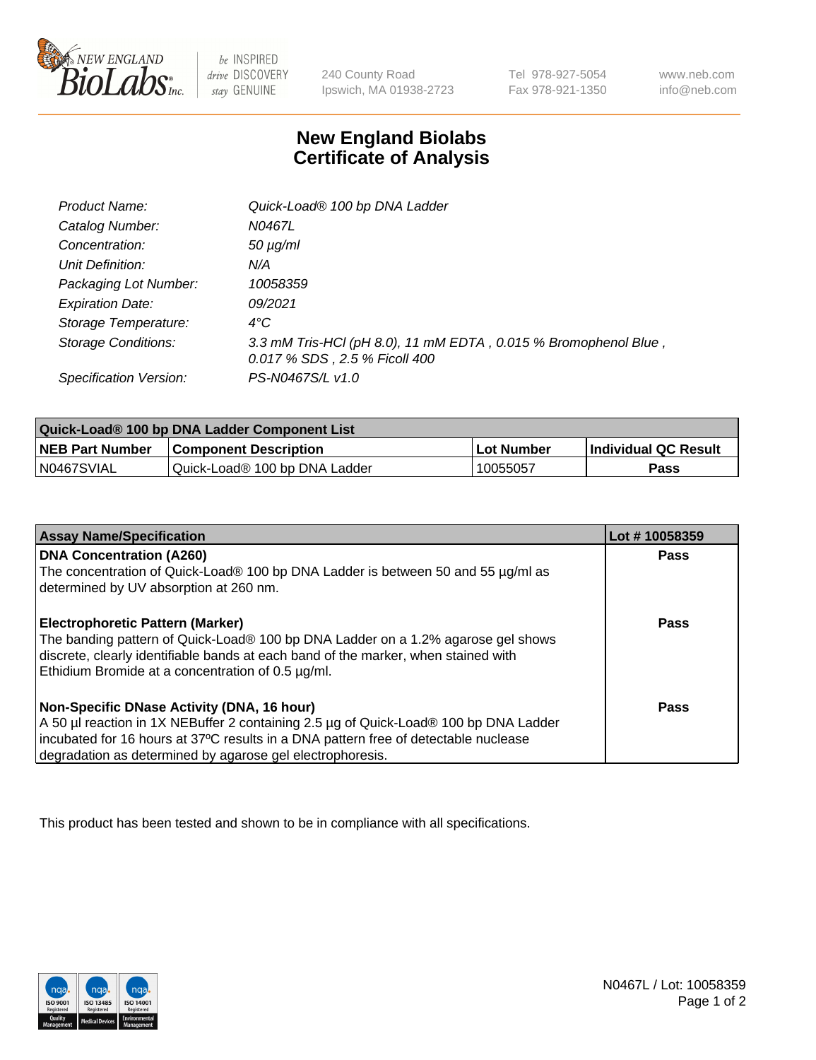NEW ENGLAND BioLabs Inc. — be INSPIRED drive DISCOVERY stay GENUINE

240 County Road
Ipswich, MA 01938-2723

Tel 978-927-5054
Fax 978-921-1350

www.neb.com
info@neb.com

# New England Biolabs
# Certificate of Analysis

| | |
|---|---|
| *Product Name:* | *Quick-Load® 100 bp DNA Ladder* |
| *Catalog Number:* | *N0467L* |
| *Concentration:* | *50 µg/ml* |
| *Unit Definition:* | *N/A* |
| *Packaging Lot Number:* | *10058359* |
| *Expiration Date:* | *09/2021* |
| *Storage Temperature:* | *4°C* |
| *Storage Conditions:* | *3.3 mM Tris-HCl (pH 8.0), 11 mM EDTA , 0.015 % Bromophenol Blue , 0.017 % SDS , 2.5 % Ficoll 400* |
| *Specification Version:* | *PS-N0467S/L v1.0* |

| Quick-Load® 100 bp DNA Ladder Component List | | | |
|---|---|---|---|
| **NEB Part Number** | **Component Description** | **Lot Number** | **Individual QC Result** |
| N0467SVIAL | Quick-Load® 100 bp DNA Ladder | 10055057 | **Pass** |

| Assay Name/Specification | Lot # 10058359 |
|---|---|
| **DNA Concentration (A260)**<br>The concentration of Quick-Load® 100 bp DNA Ladder is between 50 and 55 µg/ml as determined by UV absorption at 260 nm. | **Pass** |
| **Electrophoretic Pattern (Marker)**<br>The banding pattern of Quick-Load® 100 bp DNA Ladder on a 1.2% agarose gel shows discrete, clearly identifiable bands at each band of the marker, when stained with Ethidium Bromide at a concentration of 0.5 µg/ml. | **Pass** |
| **Non-Specific DNase Activity (DNA, 16 hour)**<br>A 50 µl reaction in 1X NEBuffer 2 containing 2.5 µg of Quick-Load® 100 bp DNA Ladder incubated for 16 hours at 37ºC results in a DNA pattern free of detectable nuclease degradation as determined by agarose gel electrophoresis. | **Pass** |

This product has been tested and shown to be in compliance with all specifications.

N0467L / Lot: 10058359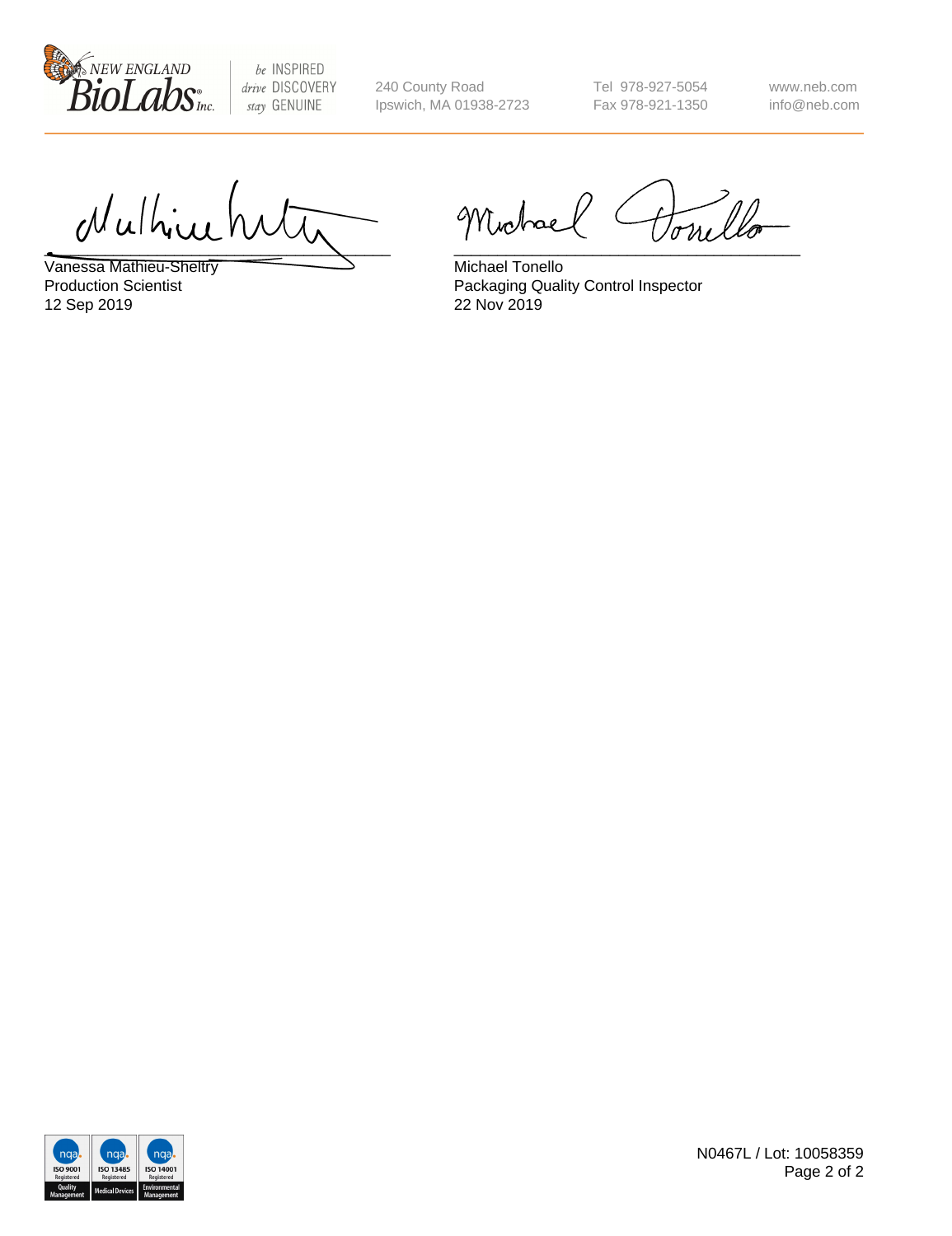NEW ENGLAND BioLabs Inc.

be INSPIRED
drive DISCOVERY
stay GENUINE

240 County Road
Ipswich, MA 01938-2723

Tel 978-927-5054
Fax 978-921-1350

www.neb.com
info@neb.com

Vanessa Mathieu-Sheltry
Production Scientist
12 Sep 2019

Michael Tonello
Packaging Quality Control Inspector
22 Nov 2019

ISO 9001 Registered Quality Management | ISO 13485 Registered Medical Devices | ISO 14001 Registered Environmental Management

N0467L / Lot: 10058359